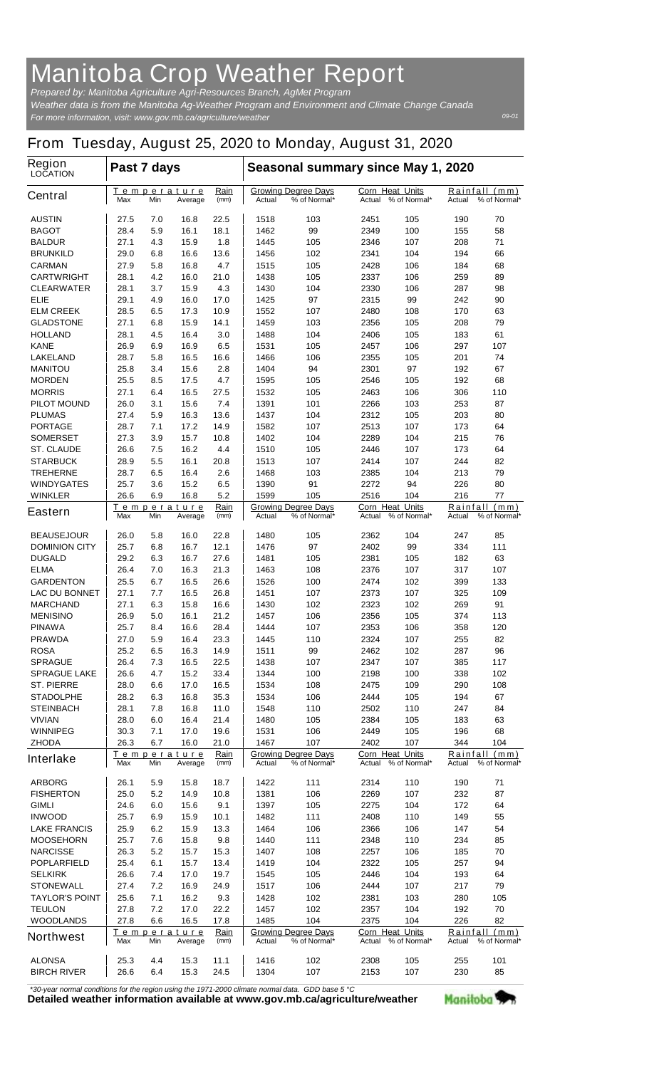# Manitoba Crop Weather Report

*Prepared by: Manitoba Agriculture Agri-Resources Branch, AgMet Program*
*Weather data is from the Manitoba Ag-Weather Program and Environment and Climate Change Canada*
*For more information, visit: www.gov.mb.ca/agriculture/weather*

09-01

## From Tuesday, August 25, 2020 to Monday, August 31, 2020

| Region LOCATION | Past 7 days | | | | Seasonal summary since May 1, 2020 | | | | | |
|---|---|---|---|---|---|---|---|---|---|---|
| | Temperature | | | Rain | Growing Degree Days | | Corn Heat Units | | Rainfall (mm) | |
| **Central** | Max | Min | Average | (mm) | Actual | % of Normal* | Actual | % of Normal* | Actual | % of Normal* |
| AUSTIN | 27.5 | 7.0 | 16.8 | 22.5 | 1518 | 103 | 2451 | 105 | 190 | 70 |
| BAGOT | 28.4 | 5.9 | 16.1 | 18.1 | 1462 | 99 | 2349 | 100 | 155 | 58 |
| BALDUR | 27.1 | 4.3 | 15.9 | 1.8 | 1445 | 105 | 2346 | 107 | 208 | 71 |
| BRUNKILD | 29.0 | 6.8 | 16.6 | 13.6 | 1456 | 102 | 2341 | 104 | 194 | 66 |
| CARMAN | 27.9 | 5.8 | 16.8 | 4.7 | 1515 | 105 | 2428 | 106 | 184 | 68 |
| CARTWRIGHT | 28.1 | 4.2 | 16.0 | 21.0 | 1438 | 105 | 2337 | 106 | 259 | 89 |
| CLEARWATER | 28.1 | 3.7 | 15.9 | 4.3 | 1430 | 104 | 2330 | 106 | 287 | 98 |
| ELIE | 29.1 | 4.9 | 16.0 | 17.0 | 1425 | 97 | 2315 | 99 | 242 | 90 |
| ELM CREEK | 28.5 | 6.5 | 17.3 | 10.9 | 1552 | 107 | 2480 | 108 | 170 | 63 |
| GLADSTONE | 27.1 | 6.8 | 15.9 | 14.1 | 1459 | 103 | 2356 | 105 | 208 | 79 |
| HOLLAND | 28.1 | 4.5 | 16.4 | 3.0 | 1488 | 104 | 2406 | 105 | 183 | 61 |
| KANE | 26.9 | 6.9 | 16.9 | 6.5 | 1531 | 105 | 2457 | 106 | 297 | 107 |
| LAKELAND | 28.7 | 5.8 | 16.5 | 16.6 | 1466 | 106 | 2355 | 105 | 201 | 74 |
| MANITOU | 25.8 | 3.4 | 15.6 | 2.8 | 1404 | 94 | 2301 | 97 | 192 | 67 |
| MORDEN | 25.5 | 8.5 | 17.5 | 4.7 | 1595 | 105 | 2546 | 105 | 192 | 68 |
| MORRIS | 27.1 | 6.4 | 16.5 | 27.5 | 1532 | 105 | 2463 | 106 | 306 | 110 |
| PILOT MOUND | 26.0 | 3.1 | 15.6 | 7.4 | 1391 | 101 | 2266 | 103 | 253 | 87 |
| PLUMAS | 27.4 | 5.9 | 16.3 | 13.6 | 1437 | 104 | 2312 | 105 | 203 | 80 |
| PORTAGE | 28.7 | 7.1 | 17.2 | 14.9 | 1582 | 107 | 2513 | 107 | 173 | 64 |
| SOMERSET | 27.3 | 3.9 | 15.7 | 10.8 | 1402 | 104 | 2289 | 104 | 215 | 76 |
| ST. CLAUDE | 26.6 | 7.5 | 16.2 | 4.4 | 1510 | 105 | 2446 | 107 | 173 | 64 |
| STARBUCK | 28.9 | 5.5 | 16.1 | 20.8 | 1513 | 107 | 2414 | 107 | 244 | 82 |
| TREHERNE | 28.7 | 6.5 | 16.4 | 2.6 | 1468 | 103 | 2385 | 104 | 213 | 79 |
| WINDYGATES | 25.7 | 3.6 | 15.2 | 6.5 | 1390 | 91 | 2272 | 94 | 226 | 80 |
| WINKLER | 26.6 | 6.9 | 16.8 | 5.2 | 1599 | 105 | 2516 | 104 | 216 | 77 |
| **Eastern** | Max | Min | Average | (mm) | Actual | % of Normal* | Actual | % of Normal* | Actual | % of Normal* |
| BEAUSEJOUR | 26.0 | 5.8 | 16.0 | 22.8 | 1480 | 105 | 2362 | 104 | 247 | 85 |
| DOMINION CITY | 25.7 | 6.8 | 16.7 | 12.1 | 1476 | 97 | 2402 | 99 | 334 | 111 |
| DUGALD | 29.2 | 6.3 | 16.7 | 27.6 | 1481 | 105 | 2381 | 105 | 182 | 63 |
| ELMA | 26.4 | 7.0 | 16.3 | 21.3 | 1463 | 108 | 2376 | 107 | 317 | 107 |
| GARDENTON | 25.5 | 6.7 | 16.5 | 26.6 | 1526 | 100 | 2474 | 102 | 399 | 133 |
| LAC DU BONNET | 27.1 | 7.7 | 16.5 | 26.8 | 1451 | 107 | 2373 | 107 | 325 | 109 |
| MARCHAND | 27.1 | 6.3 | 15.8 | 16.6 | 1430 | 102 | 2323 | 102 | 269 | 91 |
| MENISINO | 26.9 | 5.0 | 16.1 | 21.2 | 1457 | 106 | 2356 | 105 | 374 | 113 |
| PINAWA | 25.7 | 8.4 | 16.6 | 28.4 | 1444 | 107 | 2353 | 106 | 358 | 120 |
| PRAWDA | 27.0 | 5.9 | 16.4 | 23.3 | 1445 | 110 | 2324 | 107 | 255 | 82 |
| ROSA | 25.2 | 6.5 | 16.3 | 14.9 | 1511 | 99 | 2462 | 102 | 287 | 96 |
| SPRAGUE | 26.4 | 7.3 | 16.5 | 22.5 | 1438 | 107 | 2347 | 107 | 385 | 117 |
| SPRAGUE LAKE | 26.6 | 4.7 | 15.2 | 33.4 | 1344 | 100 | 2198 | 100 | 338 | 102 |
| ST. PIERRE | 28.0 | 6.6 | 17.0 | 16.5 | 1534 | 108 | 2475 | 109 | 290 | 108 |
| STADOLPHE | 28.2 | 6.3 | 16.8 | 35.3 | 1534 | 106 | 2444 | 105 | 194 | 67 |
| STEINBACH | 28.1 | 7.8 | 16.8 | 11.0 | 1548 | 110 | 2502 | 110 | 247 | 84 |
| VIVIAN | 28.0 | 6.0 | 16.4 | 21.4 | 1480 | 105 | 2384 | 105 | 183 | 63 |
| WINNIPEG | 30.3 | 7.1 | 17.0 | 19.6 | 1531 | 106 | 2449 | 105 | 196 | 68 |
| ZHODA | 26.3 | 6.7 | 16.0 | 21.0 | 1467 | 107 | 2402 | 107 | 344 | 104 |
| **Interlake** | Max | Min | Average | (mm) | Actual | % of Normal* | Actual | % of Normal* | Actual | % of Normal* |
| ARBORG | 26.1 | 5.9 | 15.8 | 18.7 | 1422 | 111 | 2314 | 110 | 190 | 71 |
| FISHERTON | 25.0 | 5.2 | 14.9 | 10.8 | 1381 | 106 | 2269 | 107 | 232 | 87 |
| GIMLI | 24.6 | 6.0 | 15.6 | 9.1 | 1397 | 105 | 2275 | 104 | 172 | 64 |
| INWOOD | 25.7 | 6.9 | 15.9 | 10.1 | 1482 | 111 | 2408 | 110 | 149 | 55 |
| LAKE FRANCIS | 25.9 | 6.2 | 15.9 | 13.3 | 1464 | 106 | 2366 | 106 | 147 | 54 |
| MOOSEHORN | 25.7 | 7.6 | 15.8 | 9.8 | 1440 | 111 | 2348 | 110 | 234 | 85 |
| NARCISSE | 26.3 | 5.2 | 15.7 | 15.3 | 1407 | 108 | 2257 | 106 | 185 | 70 |
| POPLARFIELD | 25.4 | 6.1 | 15.7 | 13.4 | 1419 | 104 | 2322 | 105 | 257 | 94 |
| SELKIRK | 26.6 | 7.4 | 17.0 | 19.7 | 1545 | 105 | 2446 | 104 | 193 | 64 |
| STONEWALL | 27.4 | 7.2 | 16.9 | 24.9 | 1517 | 106 | 2444 | 107 | 217 | 79 |
| TAYLOR'S POINT | 25.6 | 7.1 | 16.2 | 9.3 | 1428 | 102 | 2381 | 103 | 280 | 105 |
| TEULON | 27.8 | 7.2 | 17.0 | 22.2 | 1457 | 102 | 2357 | 104 | 192 | 70 |
| WOODLANDS | 27.8 | 6.6 | 16.5 | 17.8 | 1485 | 104 | 2375 | 104 | 226 | 82 |
| **Northwest** | Max | Min | Average | (mm) | Actual | % of Normal* | Actual | % of Normal* | Actual | % of Normal* |
| ALONSA | 25.3 | 4.4 | 15.3 | 11.1 | 1416 | 102 | 2308 | 105 | 255 | 101 |
| BIRCH RIVER | 26.6 | 6.4 | 15.3 | 24.5 | 1304 | 107 | 2153 | 107 | 230 | 85 |

*30-year normal conditions for the region using the 1971-2000 climate normal data. GDD base 5 °C

**Detailed weather information available at www.gov.mb.ca/agriculture/weather**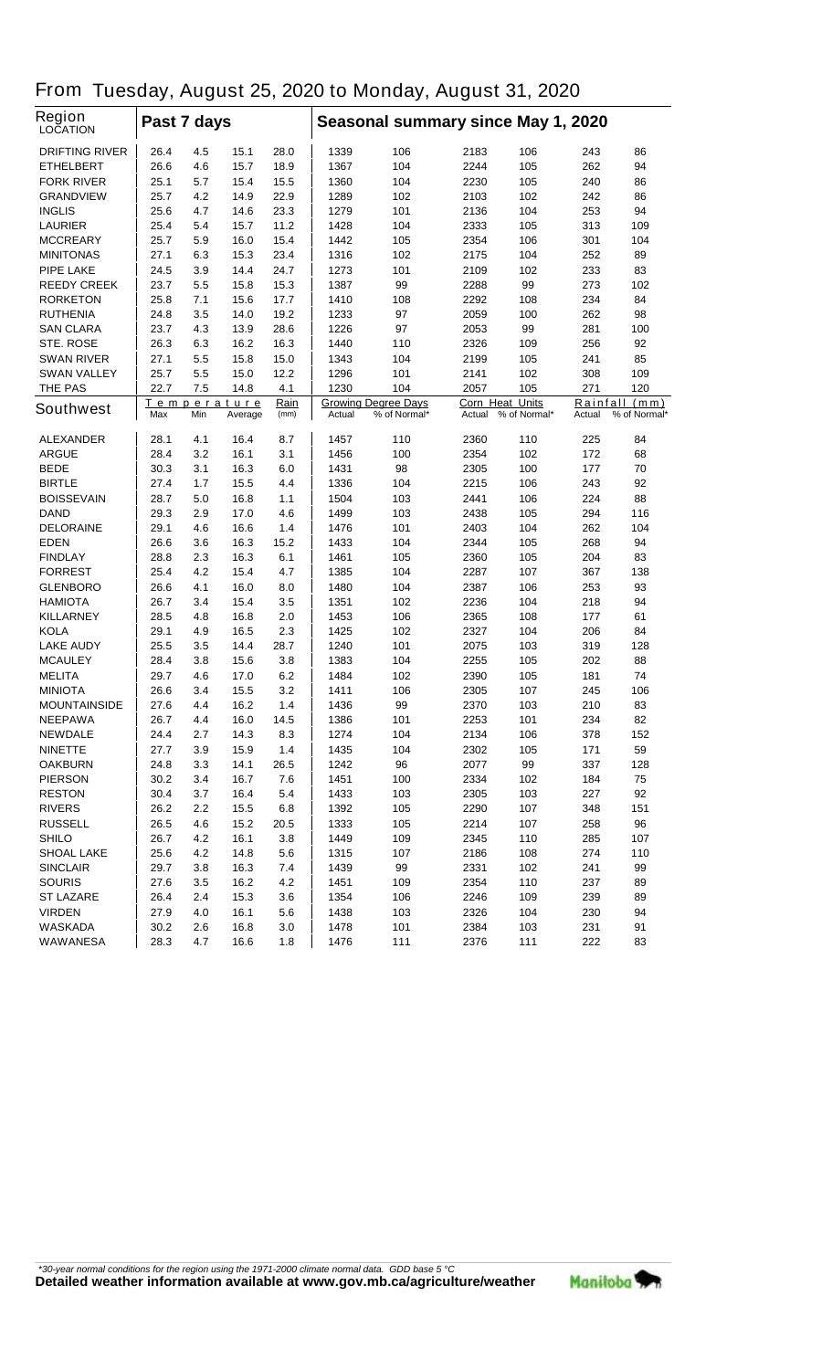# From Tuesday, August 25, 2020 to Monday, August 31, 2020

| Region LOCATION | Past 7 days | | | | Seasonal summary since May 1, 2020 | | | | | |
|---|---|---|---|---|---|---|---|---|---|---|
| DRIFTING RIVER | 26.4 | 4.5 | 15.1 | 28.0 | 1339 | 106 | 2183 | 106 | 243 | 86 |
| ETHELBERT | 26.6 | 4.6 | 15.7 | 18.9 | 1367 | 104 | 2244 | 105 | 262 | 94 |
| FORK RIVER | 25.1 | 5.7 | 15.4 | 15.5 | 1360 | 104 | 2230 | 105 | 240 | 86 |
| GRANDVIEW | 25.7 | 4.2 | 14.9 | 22.9 | 1289 | 102 | 2103 | 102 | 242 | 86 |
| INGLIS | 25.6 | 4.7 | 14.6 | 23.3 | 1279 | 101 | 2136 | 104 | 253 | 94 |
| LAURIER | 25.4 | 5.4 | 15.7 | 11.2 | 1428 | 104 | 2333 | 105 | 313 | 109 |
| MCCREARY | 25.7 | 5.9 | 16.0 | 15.4 | 1442 | 105 | 2354 | 106 | 301 | 104 |
| MINITONAS | 27.1 | 6.3 | 15.3 | 23.4 | 1316 | 102 | 2175 | 104 | 252 | 89 |
| PIPE LAKE | 24.5 | 3.9 | 14.4 | 24.7 | 1273 | 101 | 2109 | 102 | 233 | 83 |
| REEDY CREEK | 23.7 | 5.5 | 15.8 | 15.3 | 1387 | 99 | 2288 | 99 | 273 | 102 |
| RORKETON | 25.8 | 7.1 | 15.6 | 17.7 | 1410 | 108 | 2292 | 108 | 234 | 84 |
| RUTHENIA | 24.8 | 3.5 | 14.0 | 19.2 | 1233 | 97 | 2059 | 100 | 262 | 98 |
| SAN CLARA | 23.7 | 4.3 | 13.9 | 28.6 | 1226 | 97 | 2053 | 99 | 281 | 100 |
| STE. ROSE | 26.3 | 6.3 | 16.2 | 16.3 | 1440 | 110 | 2326 | 109 | 256 | 92 |
| SWAN RIVER | 27.1 | 5.5 | 15.8 | 15.0 | 1343 | 104 | 2199 | 105 | 241 | 85 |
| SWAN VALLEY | 25.7 | 5.5 | 15.0 | 12.2 | 1296 | 101 | 2141 | 102 | 308 | 109 |
| THE PAS | 22.7 | 7.5 | 14.8 | 4.1 | 1230 | 104 | 2057 | 105 | 271 | 120 |
| **Southwest** | Temperature | | | Rain | Growing Degree Days | | Corn Heat Units | | Rainfall (mm) | |
| | Max | Min | Average | (mm) | Actual | % of Normal* | Actual | % of Normal* | Actual | % of Normal* |
| ALEXANDER | 28.1 | 4.1 | 16.4 | 8.7 | 1457 | 110 | 2360 | 110 | 225 | 84 |
| ARGUE | 28.4 | 3.2 | 16.1 | 3.1 | 1456 | 100 | 2354 | 102 | 172 | 68 |
| BEDE | 30.3 | 3.1 | 16.3 | 6.0 | 1431 | 98 | 2305 | 100 | 177 | 70 |
| BIRTLE | 27.4 | 1.7 | 15.5 | 4.4 | 1336 | 104 | 2215 | 106 | 243 | 92 |
| BOISSEVAIN | 28.7 | 5.0 | 16.8 | 1.1 | 1504 | 103 | 2441 | 106 | 224 | 88 |
| DAND | 29.3 | 2.9 | 17.0 | 4.6 | 1499 | 103 | 2438 | 105 | 294 | 116 |
| DELORAINE | 29.1 | 4.6 | 16.6 | 1.4 | 1476 | 101 | 2403 | 104 | 262 | 104 |
| EDEN | 26.6 | 3.6 | 16.3 | 15.2 | 1433 | 104 | 2344 | 105 | 268 | 94 |
| FINDLAY | 28.8 | 2.3 | 16.3 | 6.1 | 1461 | 105 | 2360 | 105 | 204 | 83 |
| FORREST | 25.4 | 4.2 | 15.4 | 4.7 | 1385 | 104 | 2287 | 107 | 367 | 138 |
| GLENBORO | 26.6 | 4.1 | 16.0 | 8.0 | 1480 | 104 | 2387 | 106 | 253 | 93 |
| HAMIOTA | 26.7 | 3.4 | 15.4 | 3.5 | 1351 | 102 | 2236 | 104 | 218 | 94 |
| KILLARNEY | 28.5 | 4.8 | 16.8 | 2.0 | 1453 | 106 | 2365 | 108 | 177 | 61 |
| KOLA | 29.1 | 4.9 | 16.5 | 2.3 | 1425 | 102 | 2327 | 104 | 206 | 84 |
| LAKE AUDY | 25.5 | 3.5 | 14.4 | 28.7 | 1240 | 101 | 2075 | 103 | 319 | 128 |
| MCAULEY | 28.4 | 3.8 | 15.6 | 3.8 | 1383 | 104 | 2255 | 105 | 202 | 88 |
| MELITA | 29.7 | 4.6 | 17.0 | 6.2 | 1484 | 102 | 2390 | 105 | 181 | 74 |
| MINIOTA | 26.6 | 3.4 | 15.5 | 3.2 | 1411 | 106 | 2305 | 107 | 245 | 106 |
| MOUNTAINSIDE | 27.6 | 4.4 | 16.2 | 1.4 | 1436 | 99 | 2370 | 103 | 210 | 83 |
| NEEPAWA | 26.7 | 4.4 | 16.0 | 14.5 | 1386 | 101 | 2253 | 101 | 234 | 82 |
| NEWDALE | 24.4 | 2.7 | 14.3 | 8.3 | 1274 | 104 | 2134 | 106 | 378 | 152 |
| NINETTE | 27.7 | 3.9 | 15.9 | 1.4 | 1435 | 104 | 2302 | 105 | 171 | 59 |
| OAKBURN | 24.8 | 3.3 | 14.1 | 26.5 | 1242 | 96 | 2077 | 99 | 337 | 128 |
| PIERSON | 30.2 | 3.4 | 16.7 | 7.6 | 1451 | 100 | 2334 | 102 | 184 | 75 |
| RESTON | 30.4 | 3.7 | 16.4 | 5.4 | 1433 | 103 | 2305 | 103 | 227 | 92 |
| RIVERS | 26.2 | 2.2 | 15.5 | 6.8 | 1392 | 105 | 2290 | 107 | 348 | 151 |
| RUSSELL | 26.5 | 4.6 | 15.2 | 20.5 | 1333 | 105 | 2214 | 107 | 258 | 96 |
| SHILO | 26.7 | 4.2 | 16.1 | 3.8 | 1449 | 109 | 2345 | 110 | 285 | 107 |
| SHOAL LAKE | 25.6 | 4.2 | 14.8 | 5.6 | 1315 | 107 | 2186 | 108 | 274 | 110 |
| SINCLAIR | 29.7 | 3.8 | 16.3 | 7.4 | 1439 | 99 | 2331 | 102 | 241 | 99 |
| SOURIS | 27.6 | 3.5 | 16.2 | 4.2 | 1451 | 109 | 2354 | 110 | 237 | 89 |
| ST LAZARE | 26.4 | 2.4 | 15.3 | 3.6 | 1354 | 106 | 2246 | 109 | 239 | 89 |
| VIRDEN | 27.9 | 4.0 | 16.1 | 5.6 | 1438 | 103 | 2326 | 104 | 230 | 94 |
| WASKADA | 30.2 | 2.6 | 16.8 | 3.0 | 1478 | 101 | 2384 | 103 | 231 | 91 |
| WAWANESA | 28.3 | 4.7 | 16.6 | 1.8 | 1476 | 111 | 2376 | 111 | 222 | 83 |

*30-year normal conditions for the region using the 1971-2000 climate normal data. GDD base 5 °C

**Detailed weather information available at www.gov.mb.ca/agriculture/weather**

Manitoba